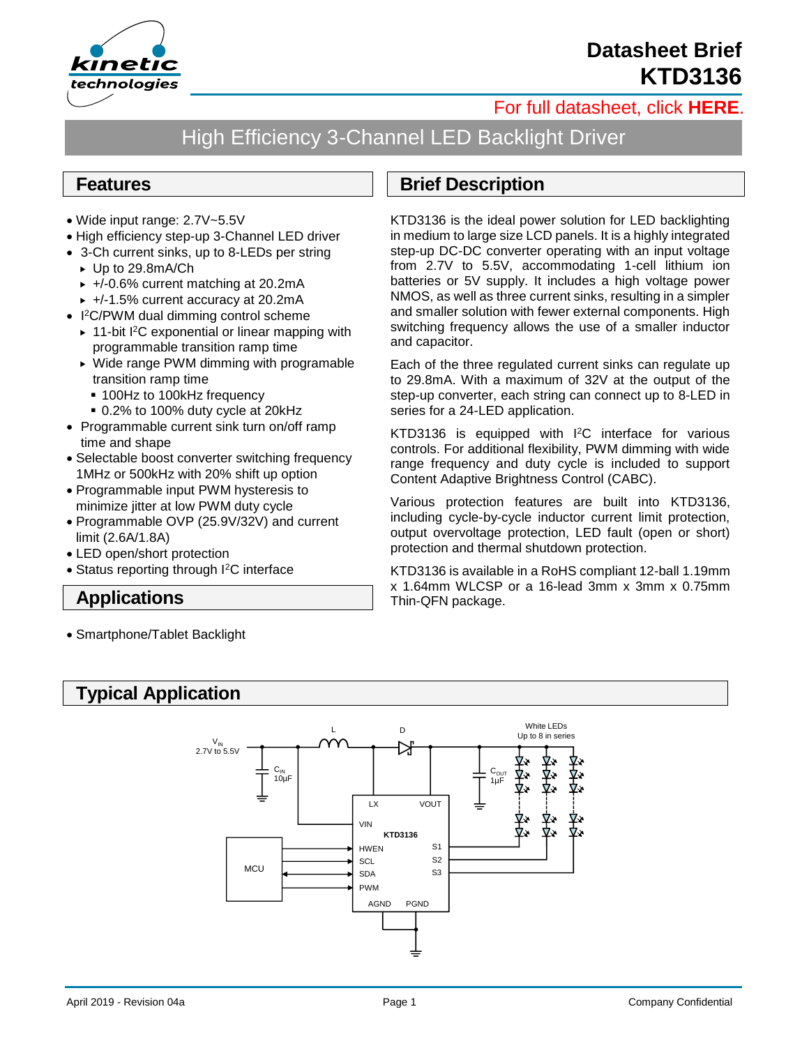# Datasheet Brief KTD3136

For full datasheet, click **HERE**.

## High Efficiency 3-Channel LED Backlight Driver

## Features

- Wide input range: 2.7V~5.5V
- High efficiency step-up 3-Channel LED driver
- 3-Ch current sinks, up to 8-LEDs per string
  - Up to 29.8mA/Ch
  - +/-0.6% current matching at 20.2mA
  - +/-1.5% current accuracy at 20.2mA
- I²C/PWM dual dimming control scheme
  - 11-bit I²C exponential or linear mapping with programmable transition ramp time
  - Wide range PWM dimming with programable transition ramp time
    - 100Hz to 100kHz frequency
    - 0.2% to 100% duty cycle at 20kHz
- Programmable current sink turn on/off ramp time and shape
- Selectable boost converter switching frequency 1MHz or 500kHz with 20% shift up option
- Programmable input PWM hysteresis to minimize jitter at low PWM duty cycle
- Programmable OVP (25.9V/32V) and current limit (2.6A/1.8A)
- LED open/short protection
- Status reporting through I²C interface

## Applications

- Smartphone/Tablet Backlight

## Brief Description

KTD3136 is the ideal power solution for LED backlighting in medium to large size LCD panels. It is a highly integrated step-up DC-DC converter operating with an input voltage from 2.7V to 5.5V, accommodating 1-cell lithium ion batteries or 5V supply. It includes a high voltage power NMOS, as well as three current sinks, resulting in a simpler and smaller solution with fewer external components. High switching frequency allows the use of a smaller inductor and capacitor.

Each of the three regulated current sinks can regulate up to 29.8mA. With a maximum of 32V at the output of the step-up converter, each string can connect up to 8-LED in series for a 24-LED application.

KTD3136 is equipped with I²C interface for various controls. For additional flexibility, PWM dimming with wide range frequency and duty cycle is included to support Content Adaptive Brightness Control (CABC).

Various protection features are built into KTD3136, including cycle-by-cycle inductor current limit protection, output overvoltage protection, LED fault (open or short) protection and thermal shutdown protection.

KTD3136 is available in a RoHS compliant 12-ball 1.19mm x 1.64mm WLCSP or a 16-lead 3mm x 3mm x 0.75mm Thin-QFN package.

## Typical Application

$V_{IN}$ 2.7V to 5.5V; L; D; $C_{IN}$ 10µF; $C_{OUT}$ 1µF; White LEDs Up to 8 in series; MCU; KTD3136: LX, VOUT, VIN, HWEN, SCL, SDA, PWM, S1, S2, S3, AGND, PGND

April 2019 - Revision 04a | Company Confidential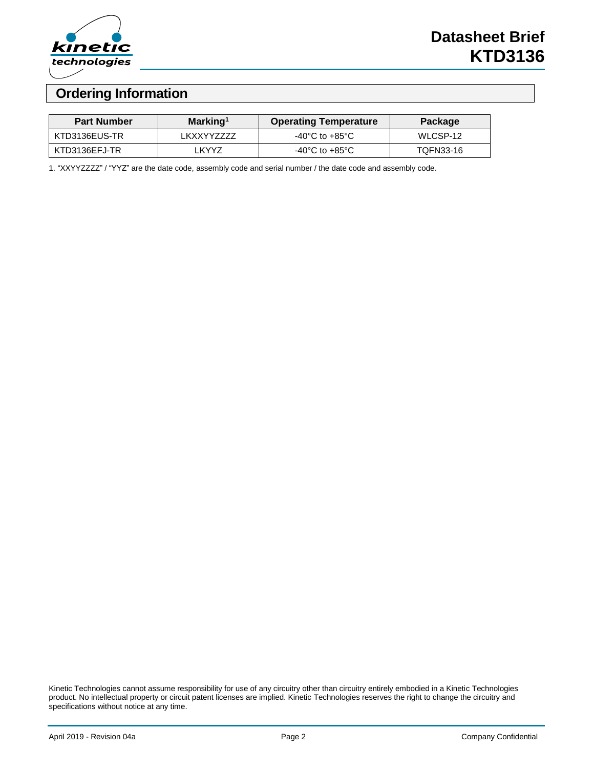## Ordering Information

| Part Number | Marking[1] | Operating Temperature | Package |
| --- | --- | --- | --- |
| KTD3136EUS-TR | LKXXYYZZZZ | -40°C to +85°C | WLCSP-12 |
| KTD3136EFJ-TR | LKYYZ | -40°C to +85°C | TQFN33-16 |

1. "XXYYZZZZ" / "YYZ" are the date code, assembly code and serial number / the date code and assembly code.

Kinetic Technologies cannot assume responsibility for use of any circuitry other than circuitry entirely embodied in a Kinetic Technologies product. No intellectual property or circuit patent licenses are implied. Kinetic Technologies reserves the right to change the circuitry and specifications without notice at any time.